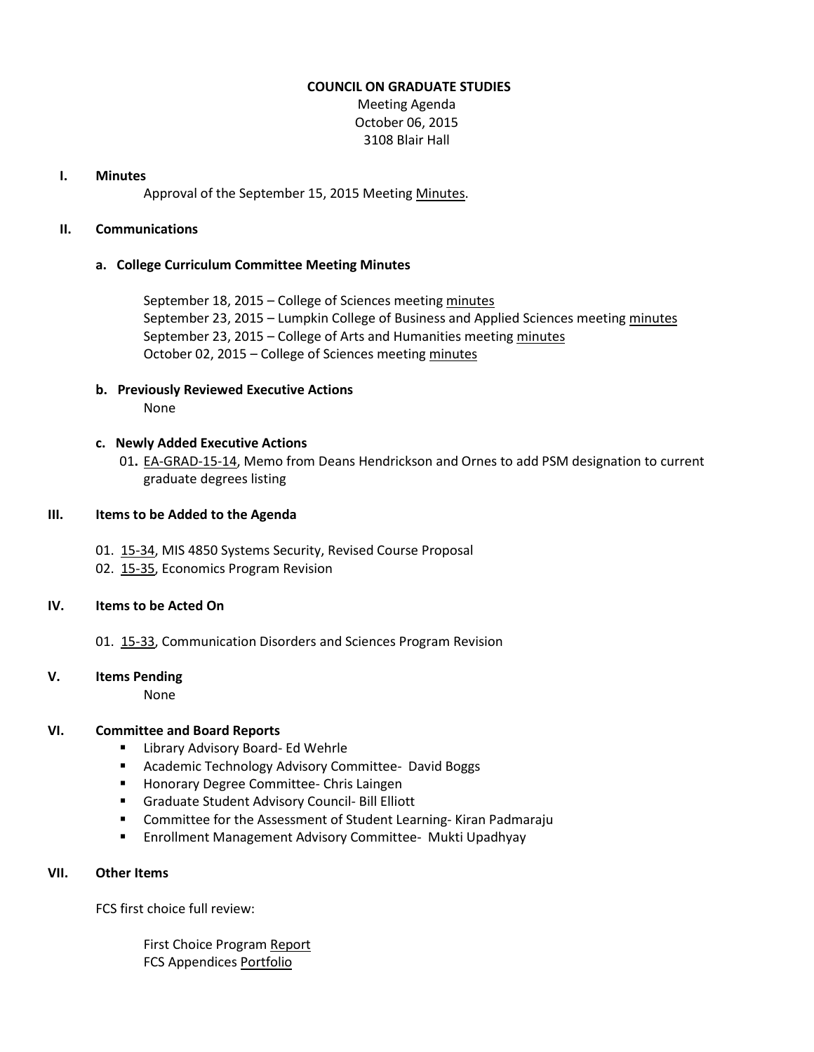# COUNCIL ON GRADUATE STUDIES

Meeting Agenda
October 06, 2015
3108 Blair Hall

## I. Minutes

Approval of the September 15, 2015 Meeting Minutes.

## II. Communications

### a. College Curriculum Committee Meeting Minutes

September 18, 2015 – College of Sciences meeting minutes
September 23, 2015 – Lumpkin College of Business and Applied Sciences meeting minutes
September 23, 2015 – College of Arts and Humanities meeting minutes
October 02, 2015 – College of Sciences meeting minutes

### b. Previously Reviewed Executive Actions

None

### c. Newly Added Executive Actions

01. EA-GRAD-15-14, Memo from Deans Hendrickson and Ornes to add PSM designation to current graduate degrees listing

## III. Items to be Added to the Agenda

01. 15-34, MIS 4850 Systems Security, Revised Course Proposal
02. 15-35, Economics Program Revision

## IV. Items to be Acted On

01. 15-33, Communication Disorders and Sciences Program Revision

## V. Items Pending

None

## VI. Committee and Board Reports

- Library Advisory Board- Ed Wehrle
- Academic Technology Advisory Committee- David Boggs
- Honorary Degree Committee- Chris Laingen
- Graduate Student Advisory Council- Bill Elliott
- Committee for the Assessment of Student Learning- Kiran Padmaraju
- Enrollment Management Advisory Committee- Mukti Upadhyay

## VII. Other Items

FCS first choice full review:

First Choice Program Report
FCS Appendices Portfolio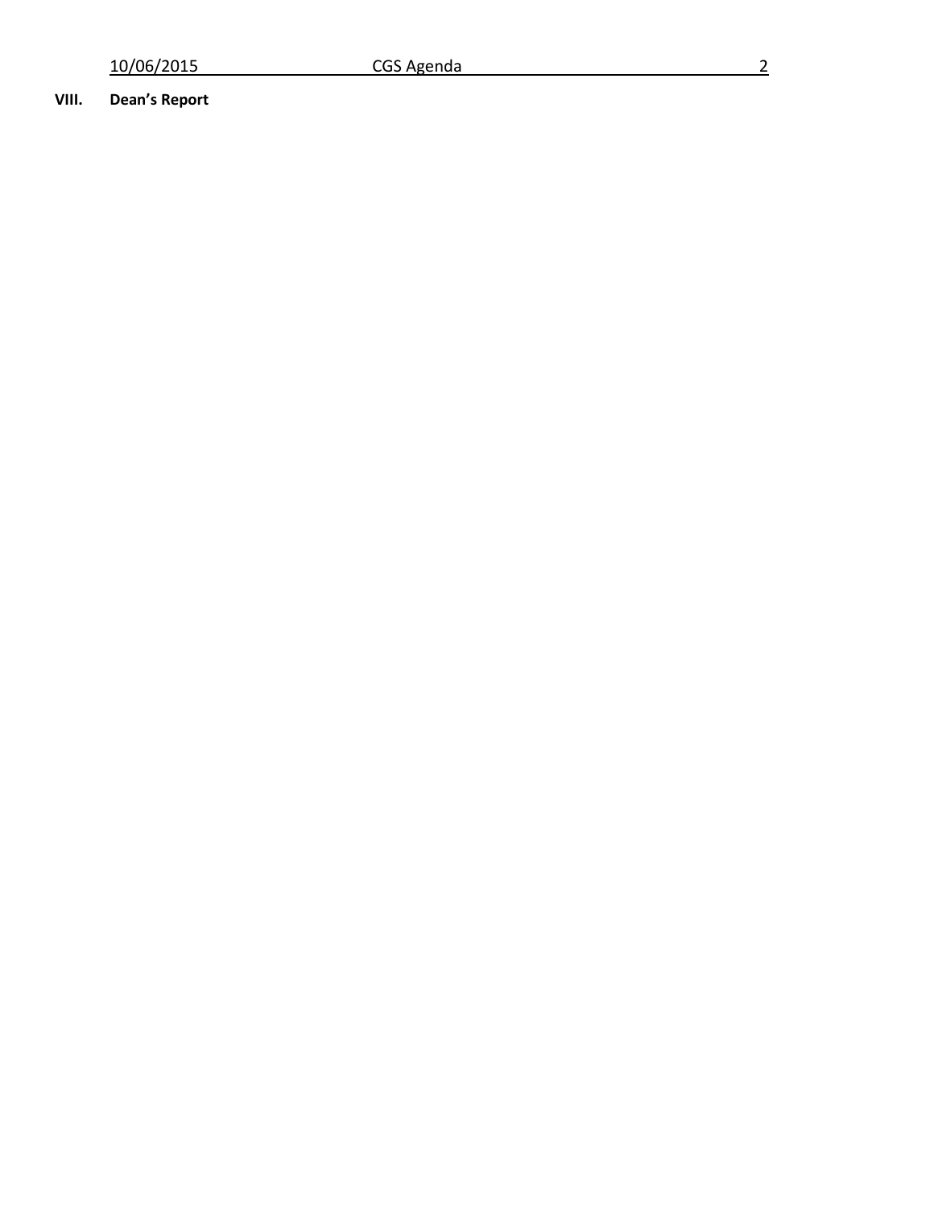**VIII. Dean's Report**